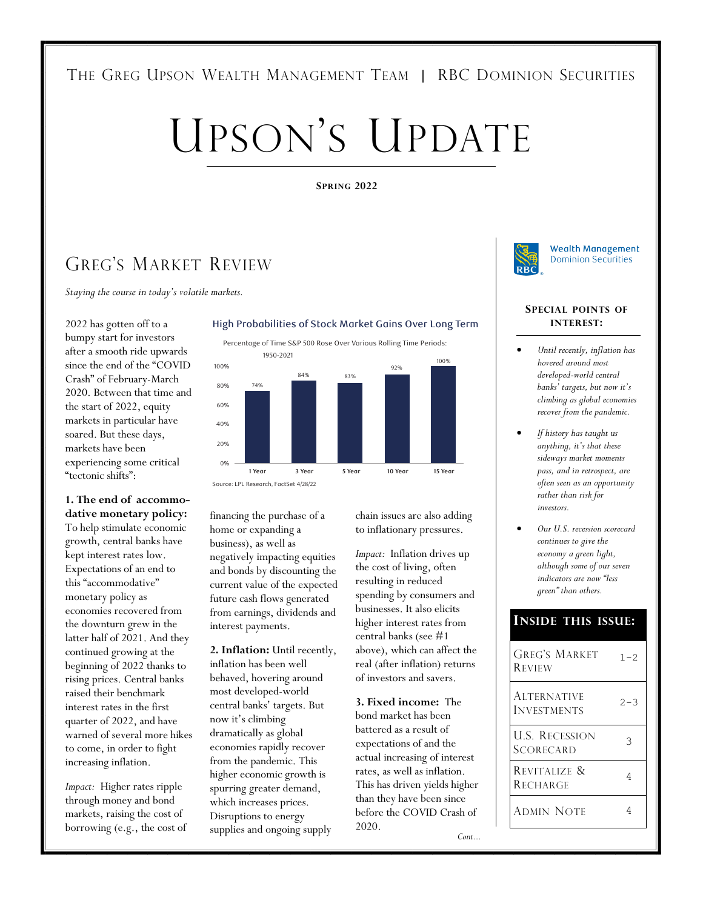The Greg Upson Wealth Management Team | RBC Dominion Securities

# Upson's Update

**Spring 2022**

## Greg's Market Review

*Staying the course in today's volatile markets.*

2022 has gotten off to a bumpy start for investors after a smooth ride upwards since the end of the "COVID Crash" of February-March 2020. Between that time and the start of 2022, equity markets in particular have soared. But these days, markets have been experiencing some critical "tectonic shifts":

**High Probabilities of Stock Market Gains Over Long Term**

Percentage of Time S&P 500 Rose Over Various Rolling Time Periods: 1950-2021

| Period | Percentage |
|---|---|
| 1 Year | 74% |
| 3 Year | 84% |
| 5 Year | 83% |
| 10 Year | 92% |
| 15 Year | 100% |

Source: LPL Research, FactSet 4/28/22

**1. The end of accommodative monetary policy:** To help stimulate economic growth, central banks have kept interest rates low. Expectations of an end to this "accommodative" monetary policy as economies recovered from the downturn grew in the latter half of 2021. And they continued growing at the beginning of 2022 thanks to rising prices. Central banks raised their benchmark interest rates in the first quarter of 2022, and have warned of several more hikes to come, in order to fight increasing inflation.

*Impact:* Higher rates ripple through money and bond markets, raising the cost of borrowing (e.g., the cost of financing the purchase of a home or expanding a business), as well as negatively impacting equities and bonds by discounting the current value of the expected future cash flows generated from earnings, dividends and interest payments.

**2. Inflation:** Until recently, inflation has been well behaved, hovering around most developed-world central banks' targets. But now it's climbing dramatically as global economies rapidly recover from the pandemic. This higher economic growth is spurring greater demand, which increases prices. Disruptions to energy supplies and ongoing supply chain issues are also adding to inflationary pressures.

*Impact:* Inflation drives up the cost of living, often resulting in reduced spending by consumers and businesses. It also elicits higher interest rates from central banks (see #1 above), which can affect the real (after inflation) returns of investors and savers.

**3. Fixed income:** The bond market has been battered as a result of expectations of and the actual increasing of interest rates, as well as inflation. This has driven yields higher than they have been since before the COVID Crash of 2020.

*Cont...*

### Special points of interest:

- *Until recently, inflation has hovered around most developed-world central banks' targets, but now it's climbing as global economies recover from the pandemic.*
- *If history has taught us anything, it's that these sideways market moments pass, and in retrospect, are often seen as an opportunity rather than risk for investors.*
- *Our U.S. recession scorecard continues to give the economy a green light, although some of our seven indicators are now "less green" than others.*

### Inside this issue:

| Section | Page |
|---|---|
| Greg's Market Review | 1–2 |
| Alternative Investments | 2–3 |
| U.S. Recession Scorecard | 3 |
| Revitalize & Recharge | 4 |
| Admin Note | 4 |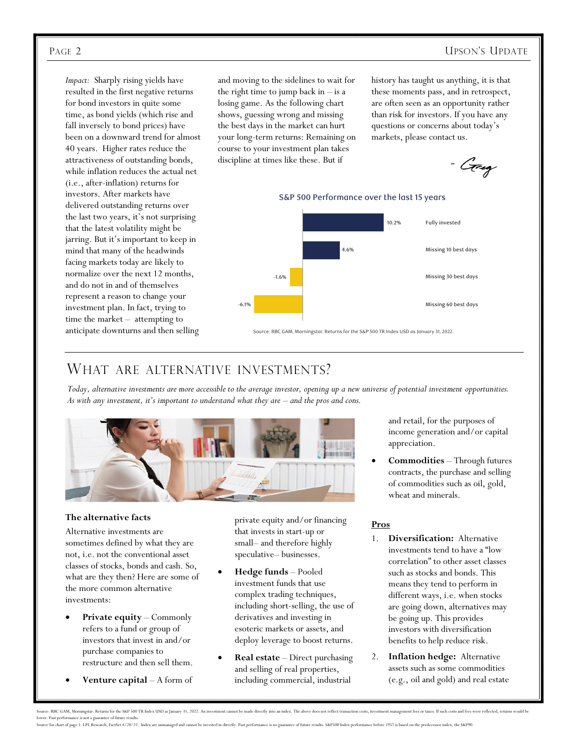*Impact:* Sharply rising yields have resulted in the first negative returns for bond investors in quite some time, as bond yields (which rise and fall inversely to bond prices) have been on a downward trend for almost 40 years. Higher rates reduce the attractiveness of outstanding bonds, while inflation reduces the actual net (i.e., after-inflation) returns for investors. After markets have delivered outstanding returns over the last two years, it's not surprising that the latest volatility might be jarring. But it's important to keep in mind that many of the headwinds facing markets today are likely to normalize over the next 12 months, and do not in and of themselves represent a reason to change your investment plan. In fact, trying to time the market – attempting to anticipate downturns and then selling and moving to the sidelines to wait for the right time to jump back in – is a losing game. As the following chart shows, guessing wrong and missing the best days in the market can hurt your long-term returns: Remaining on course to your investment plan takes discipline at times like these. But if history has taught us anything, it is that these moments pass, and in retrospect, are often seen as an opportunity rather than risk for investors. If you have any questions or concerns about today's markets, please contact us.

- Greg

**S&P 500 Performance over the last 15 years**

| Scenario | Return |
|---|---|
| Fully invested | 10.2% |
| Missing 10 best days | 4.6% |
| Missing 30 best days | -1.6% |
| Missing 60 best days | -6.1% |

Source: RBC GAM, Morningstar. Returns for the S&P 500 TR Index USD as January 31, 2022.

# WHAT ARE ALTERNATIVE INVESTMENTS?

*Today, alternative investments are more accessible to the average investor, opening up a new universe of potential investment opportunities. As with any investment, it's important to understand what they are – and the pros and cons.*

**The alternative facts**

Alternative investments are sometimes defined by what they are not, i.e. not the conventional asset classes of stocks, bonds and cash. So, what are they then? Here are some of the more common alternative investments:

- **Private equity** – Commonly refers to a fund or group of investors that invest in and/or purchase companies to restructure and then sell them.
- **Venture capital** – A form of private equity and/or financing that invests in start-up or small– and therefore highly speculative– businesses.
- **Hedge funds** – Pooled investment funds that use complex trading techniques, including short-selling, the use of derivatives and investing in esoteric markets or assets, and deploy leverage to boost returns.
- **Real estate** – Direct purchasing and selling of real properties, including commercial, industrial and retail, for the purposes of income generation and/or capital appreciation.
- **Commodities** – Through futures contracts, the purchase and selling of commodities such as oil, gold, wheat and minerals.

**Pros**

1. **Diversification:** Alternative investments tend to have a "low correlation" to other asset classes such as stocks and bonds. This means they tend to perform in different ways, i.e. when stocks are going down, alternatives may be going up. This provides investors with diversification benefits to help reduce risk.
2. **Inflation hedge:** Alternative assets such as some commodities (e.g., oil and gold) and real estate

Source: RBC GAM, Morningstar. Returns for the S&P 500 TR Index USD as January 31, 2022. An investment cannot be made directly into an index. The above does not reflect transaction costs, investment management fees or taxes. If such costs and fees were reflected, returns would be lower. Past performance is not a guarantee of future results.

Source for chart of page 1: LPL Research, FactSet 4/28/22. Index are unmanaged and cannot be invested in directly. Past performance is no guarantee of future results. S&P500 Index performance before 1957 is based on the predecessor index, the S&P90.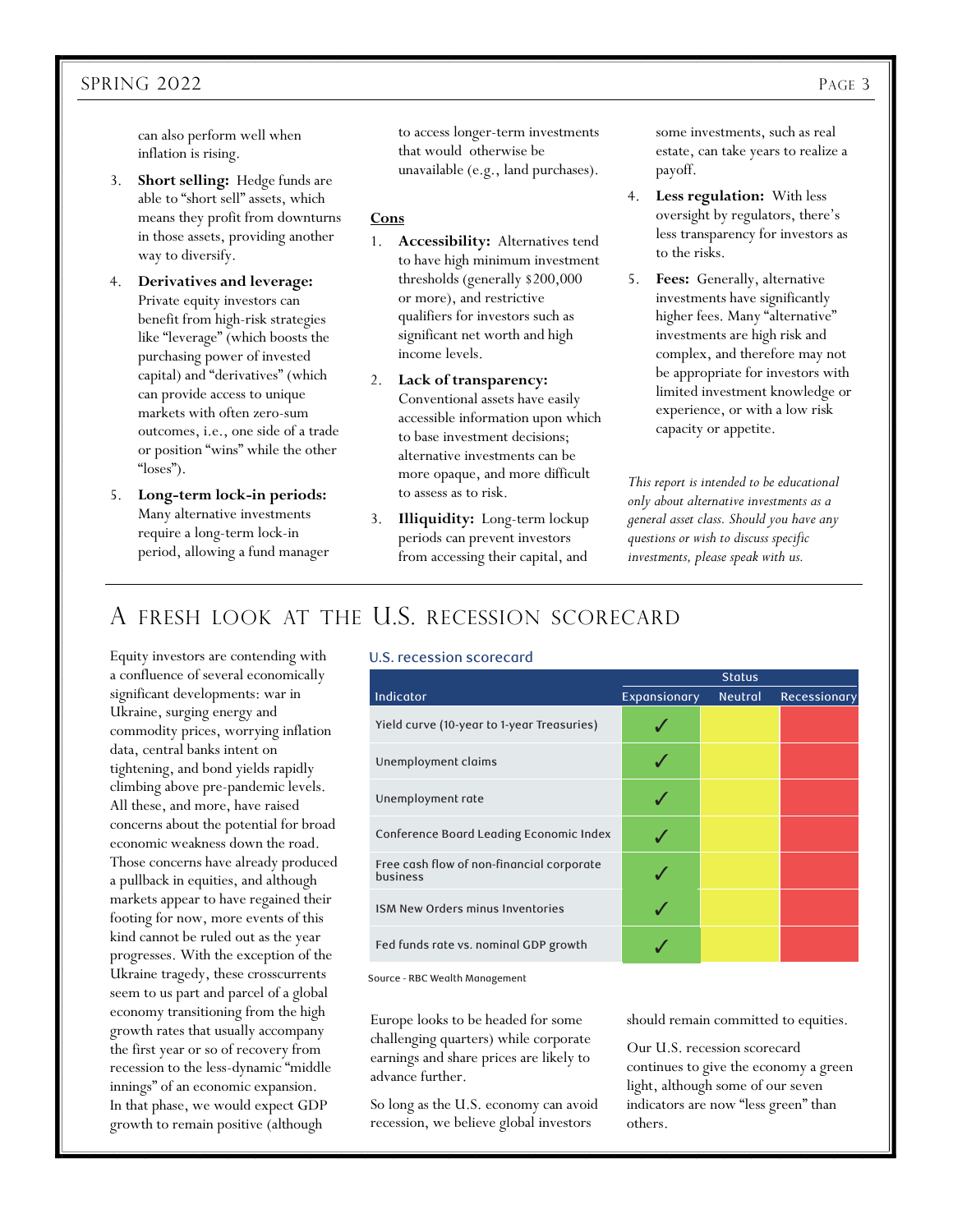can also perform well when inflation is rising.

3. **Short selling:** Hedge funds are able to "short sell" assets, which means they profit from downturns in those assets, providing another way to diversify.
4. **Derivatives and leverage:** Private equity investors can benefit from high-risk strategies like "leverage" (which boosts the purchasing power of invested capital) and "derivatives" (which can provide access to unique markets with often zero-sum outcomes, i.e., one side of a trade or position "wins" while the other "loses").
5. **Long-term lock-in periods:** Many alternative investments require a long-term lock-in period, allowing a fund manager to access longer-term investments that would otherwise be unavailable (e.g., land purchases).

**Cons**

1. **Accessibility:** Alternatives tend to have high minimum investment thresholds (generally $200,000 or more), and restrictive qualifiers for investors such as significant net worth and high income levels.
2. **Lack of transparency:** Conventional assets have easily accessible information upon which to base investment decisions; alternative investments can be more opaque, and more difficult to assess as to risk.
3. **Illiquidity:** Long-term lockup periods can prevent investors from accessing their capital, and some investments, such as real estate, can take years to realize a payoff.
4. **Less regulation:** With less oversight by regulators, there's less transparency for investors as to the risks.
5. **Fees:** Generally, alternative investments have significantly higher fees. Many "alternative" investments are high risk and complex, and therefore may not be appropriate for investors with limited investment knowledge or experience, or with a low risk capacity or appetite.

*This report is intended to be educational only about alternative investments as a general asset class. Should you have any questions or wish to discuss specific investments, please speak with us.*

# A fresh look at the U.S. recession scorecard

Equity investors are contending with a confluence of several economically significant developments: war in Ukraine, surging energy and commodity prices, worrying inflation data, central banks intent on tightening, and bond yields rapidly climbing above pre-pandemic levels. All these, and more, have raised concerns about the potential for broad economic weakness down the road. Those concerns have already produced a pullback in equities, and although markets appear to have regained their footing for now, more events of this kind cannot be ruled out as the year progresses. With the exception of the Ukraine tragedy, these crosscurrents seem to us part and parcel of a global economy transitioning from the high growth rates that usually accompany the first year or so of recovery from recession to the less-dynamic "middle innings" of an economic expansion. In that phase, we would expect GDP growth to remain positive (although Europe looks to be headed for some challenging quarters) while corporate earnings and share prices are likely to advance further.

So long as the U.S. economy can avoid recession, we believe global investors should remain committed to equities.

Our U.S. recession scorecard continues to give the economy a green light, although some of our seven indicators are now "less green" than others.

**U.S. recession scorecard**

| Indicator | Status | | |
|---|---|---|---|
| | Expansionary | Neutral | Recessionary |
| Yield curve (10-year to 1-year Treasuries) | ✓ | | |
| Unemployment claims | ✓ | | |
| Unemployment rate | ✓ | | |
| Conference Board Leading Economic Index | ✓ | | |
| Free cash flow of non-financial corporate business | ✓ | | |
| ISM New Orders minus Inventories | ✓ | | |
| Fed funds rate vs. nominal GDP growth | ✓ | | |

Source - RBC Wealth Management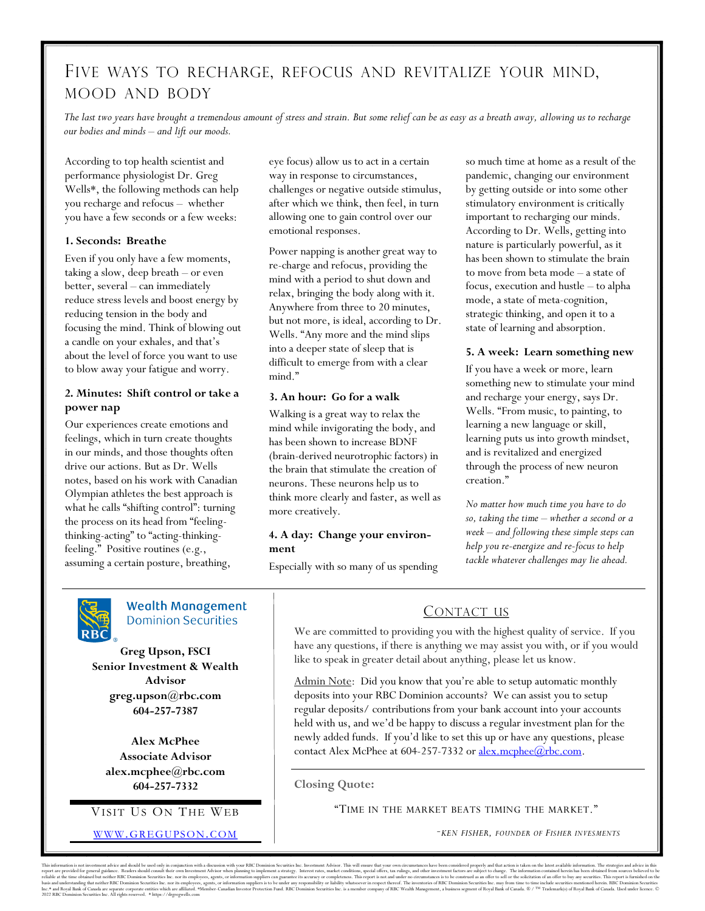# Five ways to recharge, refocus and revitalize your mind, mood and body

*The last two years have brought a tremendous amount of stress and strain. But some relief can be as easy as a breath away, allowing us to recharge our bodies and minds – and lift our moods.*

According to top health scientist and performance physiologist Dr. Greg Wells*, the following methods can help you recharge and refocus – whether you have a few seconds or a few weeks:

### 1. Seconds: Breathe

Even if you only have a few moments, taking a slow, deep breath – or even better, several – can immediately reduce stress levels and boost energy by reducing tension in the body and focusing the mind. Think of blowing out a candle on your exhales, and that's about the level of force you want to use to blow away your fatigue and worry.

### 2. Minutes: Shift control or take a power nap

Our experiences create emotions and feelings, which in turn create thoughts in our minds, and those thoughts often drive our actions. But as Dr. Wells notes, based on his work with Canadian Olympian athletes the best approach is what he calls "shifting control": turning the process on its head from "feeling-thinking-acting" to "acting-thinking-feeling." Positive routines (e.g., assuming a certain posture, breathing, eye focus) allow us to act in a certain way in response to circumstances, challenges or negative outside stimulus, after which we think, then feel, in turn allowing one to gain control over our emotional responses.

Power napping is another great way to re-charge and refocus, providing the mind with a period to shut down and relax, bringing the body along with it. Anywhere from three to 20 minutes, but not more, is ideal, according to Dr. Wells. "Any more and the mind slips into a deeper state of sleep that is difficult to emerge from with a clear mind."

### 3. An hour: Go for a walk

Walking is a great way to relax the mind while invigorating the body, and has been shown to increase BDNF (brain-derived neurotrophic factors) in the brain that stimulate the creation of neurons. These neurons help us to think more clearly and faster, as well as more creatively.

### 4. A day: Change your environment

Especially with so many of us spending so much time at home as a result of the pandemic, changing our environment by getting outside or into some other stimulatory environment is critically important to recharging our minds. According to Dr. Wells, getting into nature is particularly powerful, as it has been shown to stimulate the brain to move from beta mode – a state of focus, execution and hustle – to alpha mode, a state of meta-cognition, strategic thinking, and open it to a state of learning and absorption.

### 5. A week: Learn something new

If you have a week or more, learn something new to stimulate your mind and recharge your energy, says Dr. Wells. "From music, to painting, to learning a new language or skill, learning puts us into growth mindset, and is revitalized and energized through the process of new neuron creation."

*No matter how much time you have to do so, taking the time – whether a second or a week – and following these simple steps can help you re-energize and re-focus to help tackle whatever challenges may lie ahead.*

---

Wealth Management
Dominion Securities

**Greg Upson, FSCI**
**Senior Investment & Wealth Advisor**
**greg.upson@rbc.com**
**604-257-7387**

**Alex McPhee**
**Associate Advisor**
**alex.mcphee@rbc.com**
**604-257-7332**

Visit Us On The Web

[www.gregupson.com](http://www.gregupson.com)

## Contact us

We are committed to providing you with the highest quality of service. If you have any questions, if there is anything we may assist you with, or if you would like to speak in greater detail about anything, please let us know.

Admin Note: Did you know that you're able to setup automatic monthly deposits into your RBC Dominion accounts? We can assist you to setup regular deposits/ contributions from your bank account into your accounts held with us, and we'd be happy to discuss a regular investment plan for the newly added funds. If you'd like to set this up or have any questions, please contact Alex McPhee at 604-257-7332 or alex.mcphee@rbc.com.

**Closing Quote:**

"Time in the market beats timing the market."

*-Ken Fisher, founder of Fisher Invesments*

This information is not investment advice and should be used only in conjunction with a discussion with your RBC Dominion Securities Inc. Investment Advisor. This will ensure that your own circumstances have been considered properly and that action is taken on the latest available information. The strategies and advice in this report are provided for general guidance. Readers should consult their own Investment Advisor when planning to implement a strategy. Interest rates, market conditions, special offers, tax rulings, and other investment factors are subject to change. The information contained herein has been obtained from sources believed to be reliable at the time obtained but neither RBC Dominion Securities Inc. nor its employees, agents, or information suppliers can guarantee its accuracy or completeness. This report is not and under no circumstances is to be construed as an offer to sell or the solicitation of an offer to buy any securities. This report is furnished on the basis and understanding that neither RBC Dominion Securities Inc. nor its employees, agents, or information suppliers is to be under any responsibility or liability whatsoever in respect thereof. The inventories of RBC Dominion Securities Inc. may from time to time include securities mentioned herein. RBC Dominion Securities Inc.* and Royal Bank of Canada are separate corporate entities which are affiliated. *Member-Canadian Investor Protection Fund. RBC Dominion Securities Inc. is a member company of RBC Wealth Management, a business segment of Royal Bank of Canada. ® / ™ Trademark(s) of Royal Bank of Canada. Used under licence. © 2022 RBC Dominion Securities Inc. All rights reserved. * https://drgregwells.com